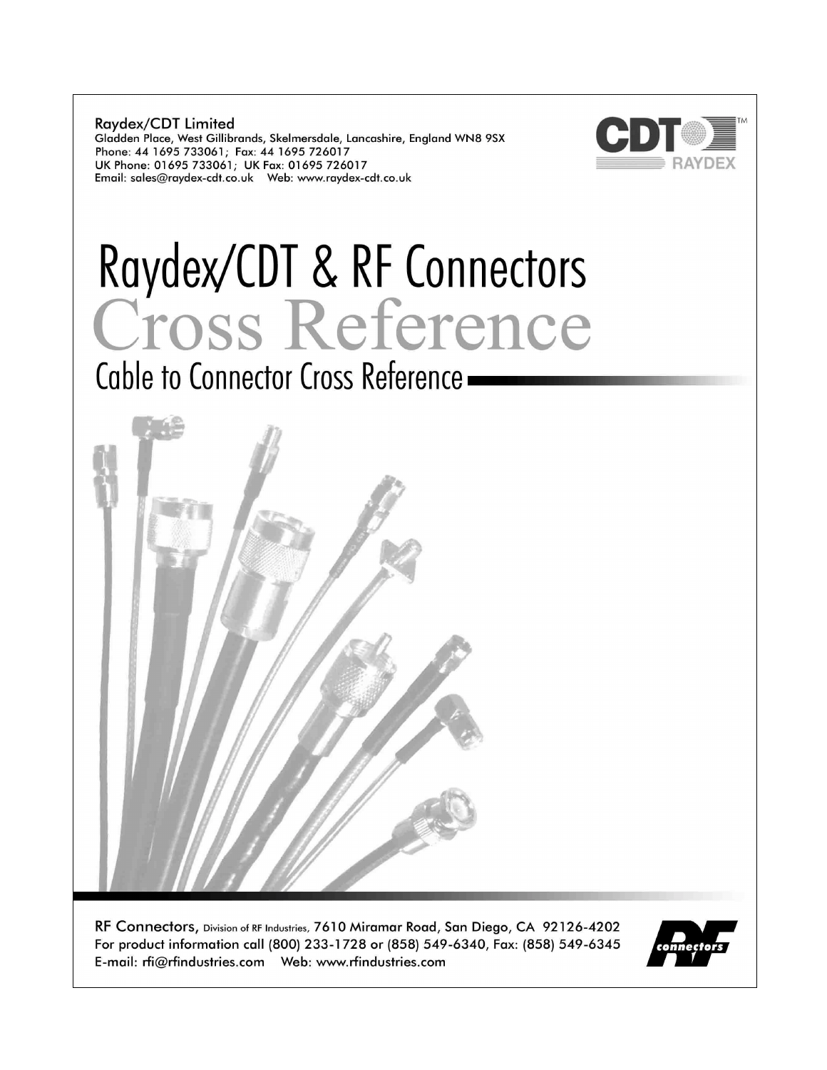**Raydex/CDT Limited**
Gladden Place, West Gillibrands, Skelmersdale, Lancashire, England WN8 9SX
Phone: 44 1695 733061; Fax: 44 1695 726017
UK Phone: 01695 733061; UK Fax: 01695 726017
Email: sales@raydex-cdt.co.uk Web: www.raydex-cdt.co.uk

# Raydex/CDT & RF Connectors
# Cross Reference
## Cable to Connector Cross Reference

**RF Connectors,** Division of RF Industries, 7610 Miramar Road, San Diego, CA 92126-4202
For product information call (800) 233-1728 or (858) 549-6340, Fax: (858) 549-6345
E-mail: rfi@rfindustries.com Web: www.rfindustries.com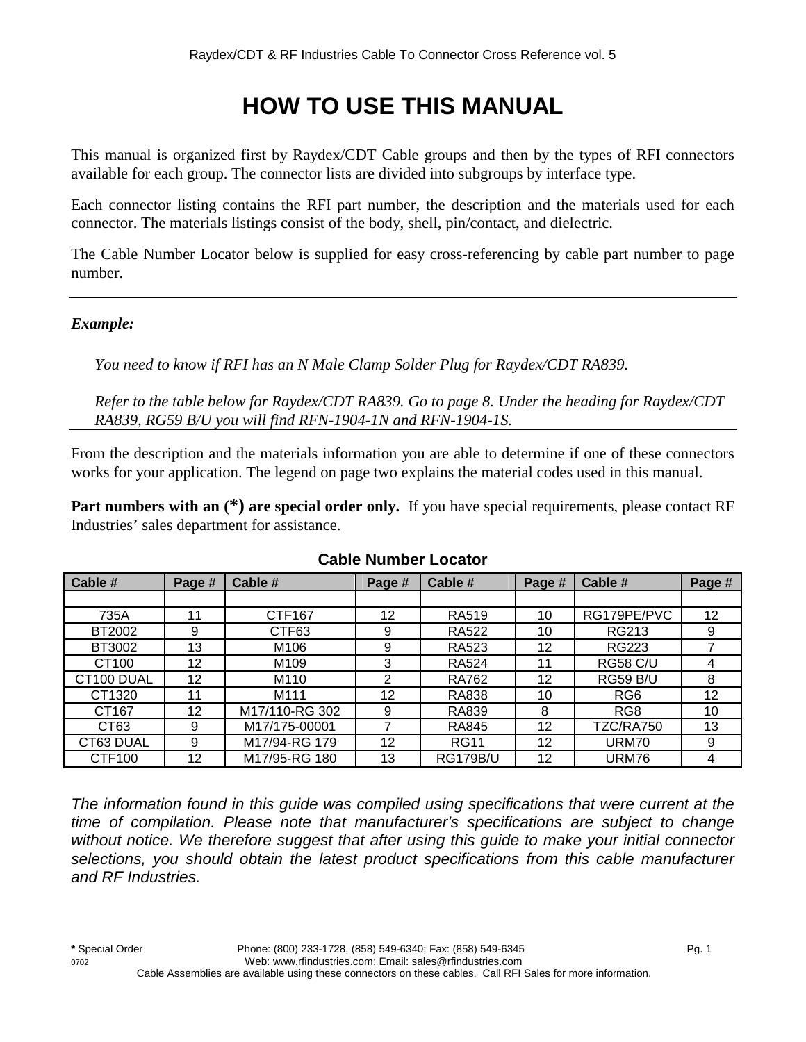# HOW TO USE THIS MANUAL

This manual is organized first by Raydex/CDT Cable groups and then by the types of RFI connectors available for each group. The connector lists are divided into subgroups by interface type.

Each connector listing contains the RFI part number, the description and the materials used for each connector. The materials listings consist of the body, shell, pin/contact, and dielectric.

The Cable Number Locator below is supplied for easy cross-referencing by cable part number to page number.

---

***Example:***

> *You need to know if RFI has an N Male Clamp Solder Plug for Raydex/CDT RA839.*
>
> *Refer to the table below for Raydex/CDT RA839. Go to page 8. Under the heading for Raydex/CDT RA839, RG59 B/U you will find RFN-1904-1N and RFN-1904-1S.*

---

From the description and the materials information you are able to determine if one of these connectors works for your application. The legend on page two explains the material codes used in this manual.

**Part numbers with an (*) are special order only.** If you have special requirements, please contact RF Industries' sales department for assistance.

### Cable Number Locator

| Cable # | Page # | Cable # | Page # | Cable # | Page # | Cable # | Page # |
|---|---|---|---|---|---|---|---|
| | | | | | | | |
| 735A | 11 | CTF167 | 12 | RA519 | 10 | RG179PE/PVC | 12 |
| BT2002 | 9 | CTF63 | 9 | RA522 | 10 | RG213 | 9 |
| BT3002 | 13 | M106 | 9 | RA523 | 12 | RG223 | 7 |
| CT100 | 12 | M109 | 3 | RA524 | 11 | RG58 C/U | 4 |
| CT100 DUAL | 12 | M110 | 2 | RA762 | 12 | RG59 B/U | 8 |
| CT1320 | 11 | M111 | 12 | RA838 | 10 | RG6 | 12 |
| CT167 | 12 | M17/110-RG 302 | 9 | RA839 | 8 | RG8 | 10 |
| CT63 | 9 | M17/175-00001 | 7 | RA845 | 12 | TZC/RA750 | 13 |
| CT63 DUAL | 9 | M17/94-RG 179 | 12 | RG11 | 12 | URM70 | 9 |
| CTF100 | 12 | M17/95-RG 180 | 13 | RG179B/U | 12 | URM76 | 4 |

*The information found in this guide was compiled using specifications that were current at the time of compilation. Please note that manufacturer's specifications are subject to change without notice. We therefore suggest that after using this guide to make your initial connector selections, you should obtain the latest product specifications from this cable manufacturer and RF Industries.*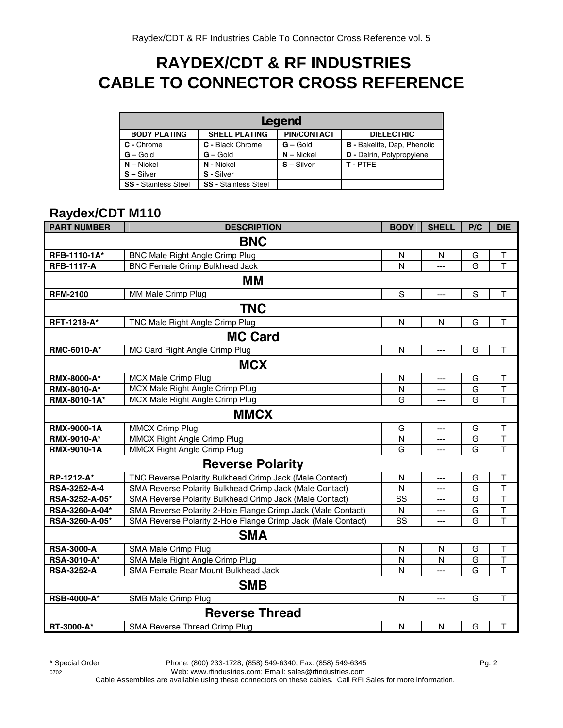# RAYDEX/CDT & RF INDUSTRIES CABLE TO CONNECTOR CROSS REFERENCE

| Legend | | | |
|---|---|---|---|
| **BODY PLATING** | **SHELL PLATING** | **PIN/CONTACT** | **DIELECTRIC** |
| **C -** Chrome | **C -** Black Chrome | **G –** Gold | **B -** Bakelite, Dap, Phenolic |
| **G –** Gold | **G –** Gold | **N –** Nickel | **D -** Delrin, Polypropylene |
| **N –** Nickel | **N -** Nickel | **S –** Silver | **T -** PTFE |
| **S –** Silver | **S -** Silver | | |
| **SS -** Stainless Steel | **SS -** Stainless Steel | | |

## Raydex/CDT M110

| PART NUMBER | DESCRIPTION | BODY | SHELL | P/C | DIE |
|---|---|---|---|---|---|
| | **BNC** | | | | |
| **RFB-1110-1A*** | BNC Male Right Angle Crimp Plug | N | N | G | T |
| **RFB-1117-A** | BNC Female Crimp Bulkhead Jack | N | --- | G | T |
| | **MM** | | | | |
| **RFM-2100** | MM Male Crimp Plug | S | --- | S | T |
| | **TNC** | | | | |
| **RFT-1218-A*** | TNC Male Right Angle Crimp Plug | N | N | G | T |
| | **MC Card** | | | | |
| **RMC-6010-A*** | MC Card Right Angle Crimp Plug | N | --- | G | T |
| | **MCX** | | | | |
| **RMX-8000-A*** | MCX Male Crimp Plug | N | --- | G | T |
| **RMX-8010-A*** | MCX Male Right Angle Crimp Plug | N | --- | G | T |
| **RMX-8010-1A*** | MCX Male Right Angle Crimp Plug | G | --- | G | T |
| | **MMCX** | | | | |
| **RMX-9000-1A** | MMCX Crimp Plug | G | --- | G | T |
| **RMX-9010-A*** | MMCX Right Angle Crimp Plug | N | --- | G | T |
| **RMX-9010-1A** | MMCX Right Angle Crimp Plug | G | --- | G | T |
| | **Reverse Polarity** | | | | |
| **RP-1212-A*** | TNC Reverse Polarity Bulkhead Crimp Jack (Male Contact) | N | --- | G | T |
| **RSA-3252-A-4** | SMA Reverse Polarity Bulkhead Crimp Jack (Male Contact) | N | --- | G | T |
| **RSA-3252-A-05*** | SMA Reverse Polarity Bulkhead Crimp Jack (Male Contact) | SS | --- | G | T |
| **RSA-3260-A-04*** | SMA Reverse Polarity 2-Hole Flange Crimp Jack (Male Contact) | N | --- | G | T |
| **RSA-3260-A-05*** | SMA Reverse Polarity 2-Hole Flange Crimp Jack (Male Contact) | SS | --- | G | T |
| | **SMA** | | | | |
| **RSA-3000-A** | SMA Male Crimp Plug | N | N | G | T |
| **RSA-3010-A*** | SMA Male Right Angle Crimp Plug | N | N | G | T |
| **RSA-3252-A** | SMA Female Rear Mount Bulkhead Jack | N | --- | G | T |
| | **SMB** | | | | |
| **RSB-4000-A*** | SMB Male Crimp Plug | N | --- | G | T |
| | **Reverse Thread** | | | | |
| **RT-3000-A*** | SMA Reverse Thread Crimp Plug | N | N | G | T |

**\*** Special Order

Phone: (800) 233-1728, (858) 549-6340; Fax: (858) 549-6345
Web: www.rfindustries.com; Email: sales@rfindustries.com
Cable Assemblies are available using these connectors on these cables. Call RFI Sales for more information.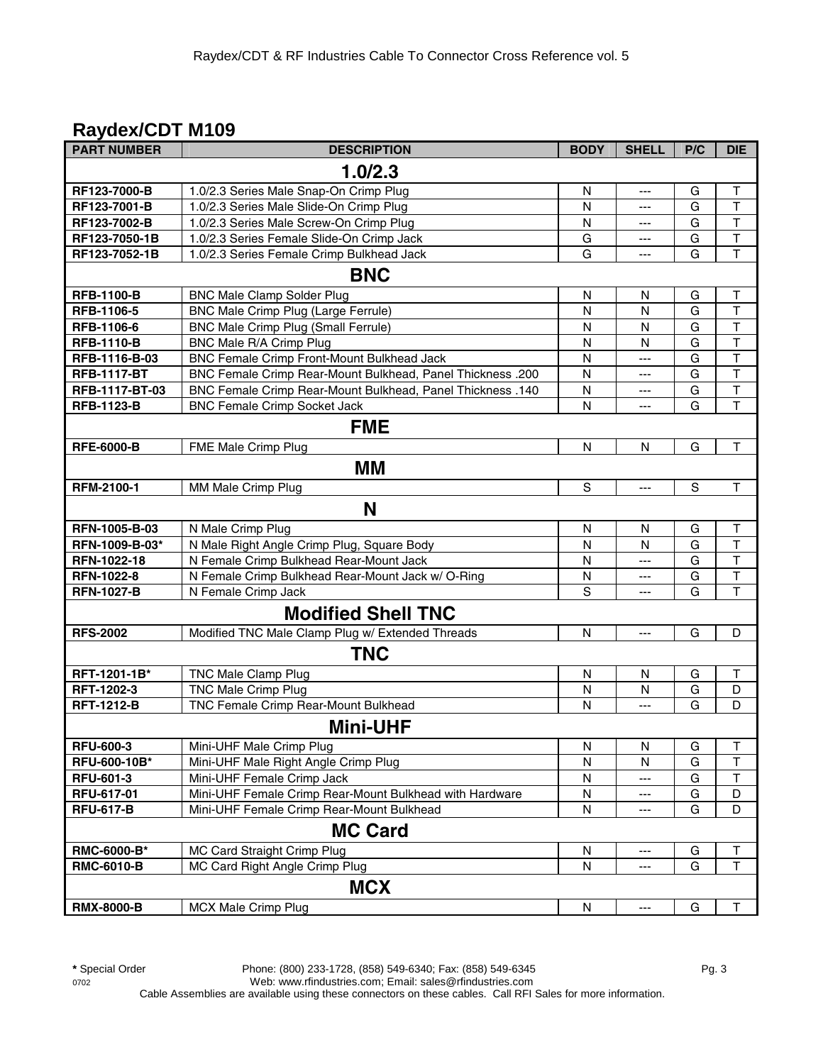## Raydex/CDT M109

| PART NUMBER | DESCRIPTION | BODY | SHELL | P/C | DIE |
|---|---|---|---|---|---|
| **1.0/2.3** | | | | | |
| **RF123-7000-B** | 1.0/2.3 Series Male Snap-On Crimp Plug | N | --- | G | T |
| **RF123-7001-B** | 1.0/2.3 Series Male Slide-On Crimp Plug | N | --- | G | T |
| **RF123-7002-B** | 1.0/2.3 Series Male Screw-On Crimp Plug | N | --- | G | T |
| **RF123-7050-1B** | 1.0/2.3 Series Female Slide-On Crimp Jack | G | --- | G | T |
| **RF123-7052-1B** | 1.0/2.3 Series Female Crimp Bulkhead Jack | G | --- | G | T |
| **BNC** | | | | | |
| **RFB-1100-B** | BNC Male Clamp Solder Plug | N | N | G | T |
| **RFB-1106-5** | BNC Male Crimp Plug (Large Ferrule) | N | N | G | T |
| **RFB-1106-6** | BNC Male Crimp Plug (Small Ferrule) | N | N | G | T |
| **RFB-1110-B** | BNC Male R/A Crimp Plug | N | N | G | T |
| **RFB-1116-B-03** | BNC Female Crimp Front-Mount Bulkhead Jack | N | --- | G | T |
| **RFB-1117-BT** | BNC Female Crimp Rear-Mount Bulkhead, Panel Thickness .200 | N | --- | G | T |
| **RFB-1117-BT-03** | BNC Female Crimp Rear-Mount Bulkhead, Panel Thickness .140 | N | --- | G | T |
| **RFB-1123-B** | BNC Female Crimp Socket Jack | N | --- | G | T |
| **FME** | | | | | |
| **RFE-6000-B** | FME Male Crimp Plug | N | N | G | T |
| **MM** | | | | | |
| **RFM-2100-1** | MM Male Crimp Plug | S | --- | S | T |
| **N** | | | | | |
| **RFN-1005-B-03** | N Male Crimp Plug | N | N | G | T |
| **RFN-1009-B-03*** | N Male Right Angle Crimp Plug, Square Body | N | N | G | T |
| **RFN-1022-18** | N Female Crimp Bulkhead Rear-Mount Jack | N | --- | G | T |
| **RFN-1022-8** | N Female Crimp Bulkhead Rear-Mount Jack w/ O-Ring | N | --- | G | T |
| **RFN-1027-B** | N Female Crimp Jack | S | --- | G | T |
| **Modified Shell TNC** | | | | | |
| **RFS-2002** | Modified TNC Male Clamp Plug w/ Extended Threads | N | --- | G | D |
| **TNC** | | | | | |
| **RFT-1201-1B*** | TNC Male Clamp Plug | N | N | G | T |
| **RFT-1202-3** | TNC Male Crimp Plug | N | N | G | D |
| **RFT-1212-B** | TNC Female Crimp Rear-Mount Bulkhead | N | --- | G | D |
| **Mini-UHF** | | | | | |
| **RFU-600-3** | Mini-UHF Male Crimp Plug | N | N | G | T |
| **RFU-600-10B*** | Mini-UHF Male Right Angle Crimp Plug | N | N | G | T |
| **RFU-601-3** | Mini-UHF Female Crimp Jack | N | --- | G | T |
| **RFU-617-01** | Mini-UHF Female Crimp Rear-Mount Bulkhead with Hardware | N | --- | G | D |
| **RFU-617-B** | Mini-UHF Female Crimp Rear-Mount Bulkhead | N | --- | G | D |
| **MC Card** | | | | | |
| **RMC-6000-B*** | MC Card Straight Crimp Plug | N | --- | G | T |
| **RMC-6010-B** | MC Card Right Angle Crimp Plug | N | --- | G | T |
| **MCX** | | | | | |
| **RMX-8000-B** | MCX Male Crimp Plug | N | --- | G | T |

**\*** Special Order

Phone: (800) 233-1728, (858) 549-6340; Fax: (858) 549-6345
Web: www.rfindustries.com; Email: sales@rfindustries.com
Cable Assemblies are available using these connectors on these cables. Call RFI Sales for more information.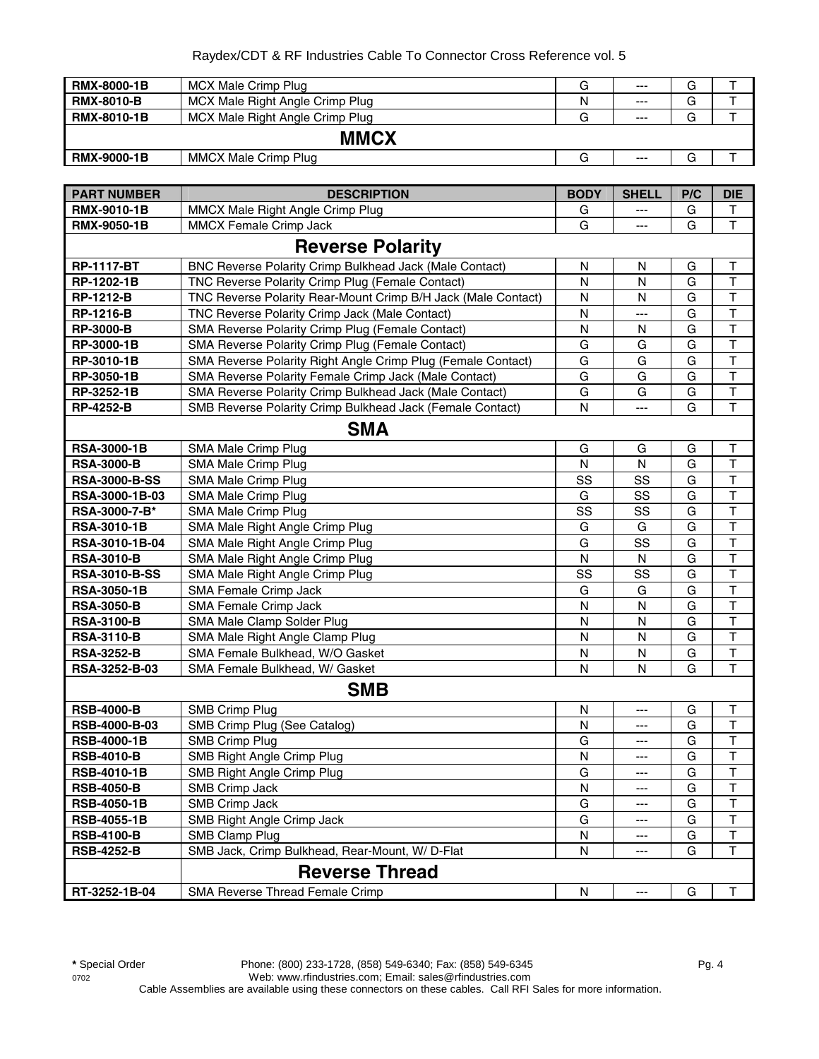| | | | | | |
|---|---|---|---|---|---|
| **RMX-8000-1B** | MCX Male Crimp Plug | G | --- | G | T |
| **RMX-8010-B** | MCX Male Right Angle Crimp Plug | N | --- | G | T |
| **RMX-8010-1B** | MCX Male Right Angle Crimp Plug | G | --- | G | T |
| | **MMCX** | | | | |
| **RMX-9000-1B** | MMCX Male Crimp Plug | G | --- | G | T |

| PART NUMBER | DESCRIPTION | BODY | SHELL | P/C | DIE |
|---|---|---|---|---|---|
| **RMX-9010-1B** | MMCX Male Right Angle Crimp Plug | G | --- | G | T |
| **RMX-9050-1B** | MMCX Female Crimp Jack | G | --- | G | T |
| | **Reverse Polarity** | | | | |
| **RP-1117-BT** | BNC Reverse Polarity Crimp Bulkhead Jack (Male Contact) | N | N | G | T |
| **RP-1202-1B** | TNC Reverse Polarity Crimp Plug (Female Contact) | N | N | G | T |
| **RP-1212-B** | TNC Reverse Polarity Rear-Mount Crimp B/H Jack (Male Contact) | N | N | G | T |
| **RP-1216-B** | TNC Reverse Polarity Crimp Jack (Male Contact) | N | --- | G | T |
| **RP-3000-B** | SMA Reverse Polarity Crimp Plug (Female Contact) | N | N | G | T |
| **RP-3000-1B** | SMA Reverse Polarity Crimp Plug (Female Contact) | G | G | G | T |
| **RP-3010-1B** | SMA Reverse Polarity Right Angle Crimp Plug (Female Contact) | G | G | G | T |
| **RP-3050-1B** | SMA Reverse Polarity Female Crimp Jack (Male Contact) | G | G | G | T |
| **RP-3252-1B** | SMA Reverse Polarity Crimp Bulkhead Jack (Male Contact) | G | G | G | T |
| **RP-4252-B** | SMB Reverse Polarity Crimp Bulkhead Jack (Female Contact) | N | --- | G | T |
| | **SMA** | | | | |
| **RSA-3000-1B** | SMA Male Crimp Plug | G | G | G | T |
| **RSA-3000-B** | SMA Male Crimp Plug | N | N | G | T |
| **RSA-3000-B-SS** | SMA Male Crimp Plug | SS | SS | G | T |
| **RSA-3000-1B-03** | SMA Male Crimp Plug | G | SS | G | T |
| **RSA-3000-7-B*** | SMA Male Crimp Plug | SS | SS | G | T |
| **RSA-3010-1B** | SMA Male Right Angle Crimp Plug | G | G | G | T |
| **RSA-3010-1B-04** | SMA Male Right Angle Crimp Plug | G | SS | G | T |
| **RSA-3010-B** | SMA Male Right Angle Crimp Plug | N | N | G | T |
| **RSA-3010-B-SS** | SMA Male Right Angle Crimp Plug | SS | SS | G | T |
| **RSA-3050-1B** | SMA Female Crimp Jack | G | G | G | T |
| **RSA-3050-B** | SMA Female Crimp Jack | N | N | G | T |
| **RSA-3100-B** | SMA Male Clamp Solder Plug | N | N | G | T |
| **RSA-3110-B** | SMA Male Right Angle Clamp Plug | N | N | G | T |
| **RSA-3252-B** | SMA Female Bulkhead, W/O Gasket | N | N | G | T |
| **RSA-3252-B-03** | SMA Female Bulkhead, W/ Gasket | N | N | G | T |
| | **SMB** | | | | |
| **RSB-4000-B** | SMB Crimp Plug | N | --- | G | T |
| **RSB-4000-B-03** | SMB Crimp Plug (See Catalog) | N | --- | G | T |
| **RSB-4000-1B** | SMB Crimp Plug | G | --- | G | T |
| **RSB-4010-B** | SMB Right Angle Crimp Plug | N | --- | G | T |
| **RSB-4010-1B** | SMB Right Angle Crimp Plug | G | --- | G | T |
| **RSB-4050-B** | SMB Crimp Jack | N | --- | G | T |
| **RSB-4050-1B** | SMB Crimp Jack | G | --- | G | T |
| **RSB-4055-1B** | SMB Right Angle Crimp Jack | G | --- | G | T |
| **RSB-4100-B** | SMB Clamp Plug | N | --- | G | T |
| **RSB-4252-B** | SMB Jack, Crimp Bulkhead, Rear-Mount, W/ D-Flat | N | --- | G | T |
| | **Reverse Thread** | | | | |
| **RT-3252-1B-04** | SMA Reverse Thread Female Crimp | N | --- | G | T |

**\*** Special Order

Phone: (800) 233-1728, (858) 549-6340; Fax: (858) 549-6345

Web: www.rfindustries.com; Email: sales@rfindustries.com

Cable Assemblies are available using these connectors on these cables. Call RFI Sales for more information.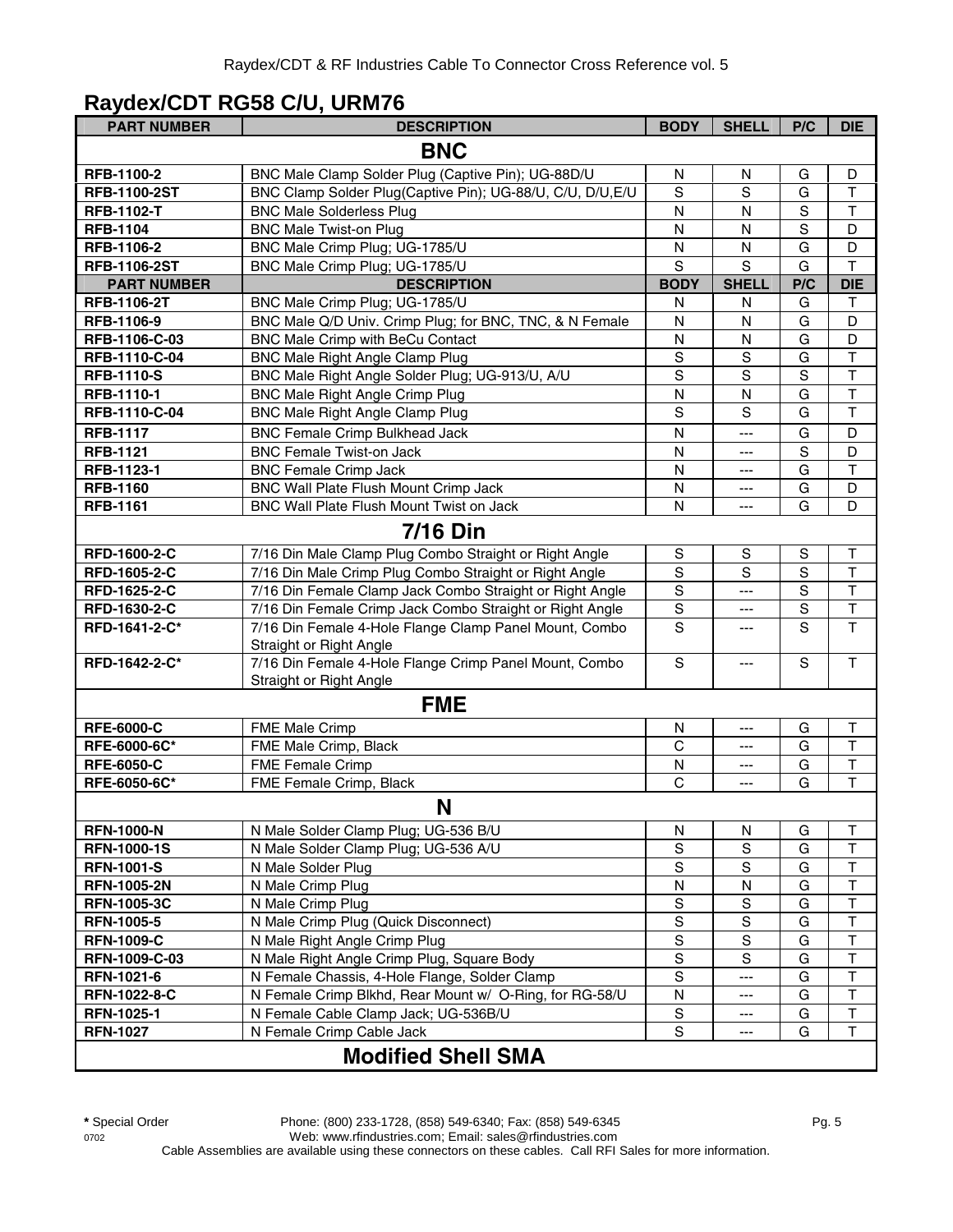## Raydex/CDT RG58 C/U, URM76

| PART NUMBER | DESCRIPTION | BODY | SHELL | P/C | DIE |
|---|---|---|---|---|---|
| **BNC** | | | | | |
| RFB-1100-2 | BNC Male Clamp Solder Plug (Captive Pin); UG-88D/U | N | N | G | D |
| RFB-1100-2ST | BNC Clamp Solder Plug(Captive Pin); UG-88/U, C/U, D/U,E/U | S | S | G | T |
| RFB-1102-T | BNC Male Solderless Plug | N | N | S | T |
| RFB-1104 | BNC Male Twist-on Plug | N | N | S | D |
| RFB-1106-2 | BNC Male Crimp Plug; UG-1785/U | N | N | G | D |
| RFB-1106-2ST | BNC Male Crimp Plug; UG-1785/U | S | S | G | T |
| **PART NUMBER** | **DESCRIPTION** | **BODY** | **SHELL** | **P/C** | **DIE** |
| RFB-1106-2T | BNC Male Crimp Plug; UG-1785/U | N | N | G | T |
| RFB-1106-9 | BNC Male Q/D Univ. Crimp Plug; for BNC, TNC, & N Female | N | N | G | D |
| RFB-1106-C-03 | BNC Male Crimp with BeCu Contact | N | N | G | D |
| RFB-1110-C-04 | BNC Male Right Angle Clamp Plug | S | S | G | T |
| RFB-1110-S | BNC Male Right Angle Solder Plug; UG-913/U, A/U | S | S | S | T |
| RFB-1110-1 | BNC Male Right Angle Crimp Plug | N | N | G | T |
| RFB-1110-C-04 | BNC Male Right Angle Clamp Plug | S | S | G | T |
| RFB-1117 | BNC Female Crimp Bulkhead Jack | N | --- | G | D |
| RFB-1121 | BNC Female Twist-on Jack | N | --- | S | D |
| RFB-1123-1 | BNC Female Crimp Jack | N | --- | G | T |
| RFB-1160 | BNC Wall Plate Flush Mount Crimp Jack | N | --- | G | D |
| RFB-1161 | BNC Wall Plate Flush Mount Twist on Jack | N | --- | G | D |
| **7/16 Din** | | | | | |
| RFD-1600-2-C | 7/16 Din Male Clamp Plug Combo Straight or Right Angle | S | S | S | T |
| RFD-1605-2-C | 7/16 Din Male Crimp Plug Combo Straight or Right Angle | S | S | S | T |
| RFD-1625-2-C | 7/16 Din Female Clamp Jack Combo Straight or Right Angle | S | --- | S | T |
| RFD-1630-2-C | 7/16 Din Female Crimp Jack Combo Straight or Right Angle | S | --- | S | T |
| RFD-1641-2-C* | 7/16 Din Female 4-Hole Flange Clamp Panel Mount, Combo Straight or Right Angle | S | --- | S | T |
| RFD-1642-2-C* | 7/16 Din Female 4-Hole Flange Crimp Panel Mount, Combo Straight or Right Angle | S | --- | S | T |
| **FME** | | | | | |
| RFE-6000-C | FME Male Crimp | N | --- | G | T |
| RFE-6000-6C* | FME Male Crimp, Black | C | --- | G | T |
| RFE-6050-C | FME Female Crimp | N | --- | G | T |
| RFE-6050-6C* | FME Female Crimp, Black | C | --- | G | T |
| **N** | | | | | |
| RFN-1000-N | N Male Solder Clamp Plug; UG-536 B/U | N | N | G | T |
| RFN-1000-1S | N Male Solder Clamp Plug; UG-536 A/U | S | S | G | T |
| RFN-1001-S | N Male Solder Plug | S | S | G | T |
| RFN-1005-2N | N Male Crimp Plug | N | N | G | T |
| RFN-1005-3C | N Male Crimp Plug | S | S | G | T |
| RFN-1005-5 | N Male Crimp Plug (Quick Disconnect) | S | S | G | T |
| RFN-1009-C | N Male Right Angle Crimp Plug | S | S | G | T |
| RFN-1009-C-03 | N Male Right Angle Crimp Plug, Square Body | S | S | G | T |
| RFN-1021-6 | N Female Chassis, 4-Hole Flange, Solder Clamp | S | --- | G | T |
| RFN-1022-8-C | N Female Crimp Blkhd, Rear Mount w/ O-Ring, for RG-58/U | N | --- | G | T |
| RFN-1025-1 | N Female Cable Clamp Jack; UG-536B/U | S | --- | G | T |
| RFN-1027 | N Female Crimp Cable Jack | S | --- | G | T |
| **Modified Shell SMA** | | | | | |

**\*** Special Order

Phone: (800) 233-1728, (858) 549-6340; Fax: (858) 549-6345
Web: www.rfindustries.com; Email: sales@rfindustries.com
Cable Assemblies are available using these connectors on these cables. Call RFI Sales for more information.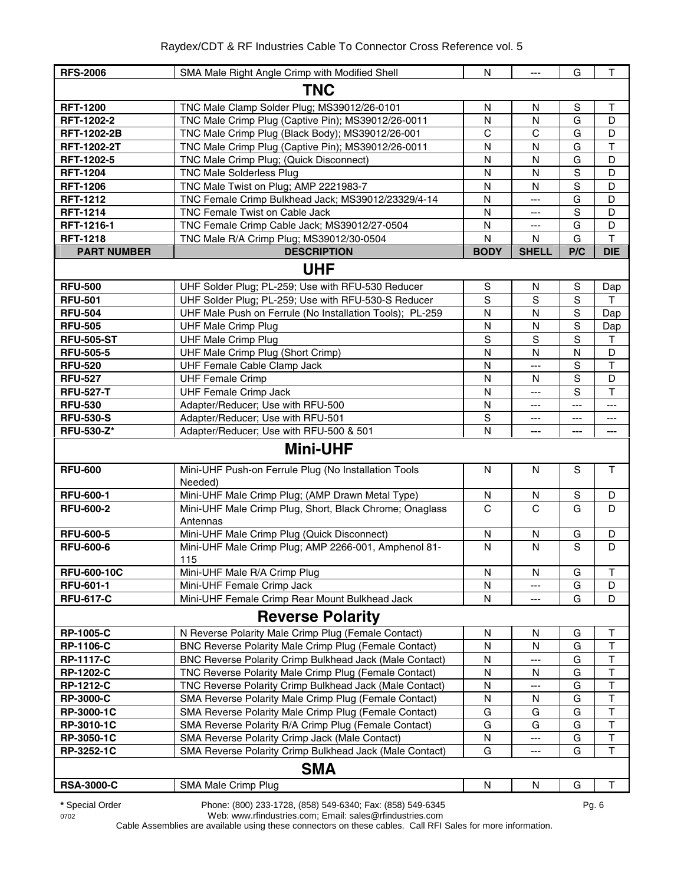| PART NUMBER | DESCRIPTION | BODY | SHELL | P/C | DIE |
|---|---|---|---|---|---|
| **RFS-2006** | SMA Male Right Angle Crimp with Modified Shell | N | --- | G | T |
| | **TNC** | | | | |
| **RFT-1200** | TNC Male Clamp Solder Plug; MS39012/26-0101 | N | N | S | T |
| **RFT-1202-2** | TNC Male Crimp Plug (Captive Pin); MS39012/26-0011 | N | N | G | D |
| **RFT-1202-2B** | TNC Male Crimp Plug (Black Body); MS39012/26-001 | C | C | G | D |
| **RFT-1202-2T** | TNC Male Crimp Plug (Captive Pin); MS39012/26-0011 | N | N | G | T |
| **RFT-1202-5** | TNC Male Crimp Plug; (Quick Disconnect) | N | N | G | D |
| **RFT-1204** | TNC Male Solderless Plug | N | N | S | D |
| **RFT-1206** | TNC Male Twist on Plug; AMP 2221983-7 | N | N | S | D |
| **RFT-1212** | TNC Female Crimp Bulkhead Jack; MS39012/23329/4-14 | N | --- | G | D |
| **RFT-1214** | TNC Female Twist on Cable Jack | N | --- | S | D |
| **RFT-1216-1** | TNC Female Crimp Cable Jack; MS39012/27-0504 | N | --- | G | D |
| **RFT-1218** | TNC Male R/A Crimp Plug; MS39012/30-0504 | N | N | G | T |
| **PART NUMBER** | **DESCRIPTION** | **BODY** | **SHELL** | **P/C** | **DIE** |
| | **UHF** | | | | |
| **RFU-500** | UHF Solder Plug; PL-259; Use with RFU-530 Reducer | S | N | S | Dap |
| **RFU-501** | UHF Solder Plug; PL-259; Use with RFU-530-S Reducer | S | S | S | T |
| **RFU-504** | UHF Male Push on Ferrule (No Installation Tools); PL-259 | N | N | S | Dap |
| **RFU-505** | UHF Male Crimp Plug | N | N | S | Dap |
| **RFU-505-ST** | UHF Male Crimp Plug | S | S | S | T |
| **RFU-505-5** | UHF Male Crimp Plug (Short Crimp) | N | N | N | D |
| **RFU-520** | UHF Female Cable Clamp Jack | N | --- | S | T |
| **RFU-527** | UHF Female Crimp | N | N | S | D |
| **RFU-527-T** | UHF Female Crimp Jack | N | --- | S | T |
| **RFU-530** | Adapter/Reducer; Use with RFU-500 | N | --- | --- | --- |
| **RFU-530-S** | Adapter/Reducer; Use with RFU-501 | S | --- | --- | --- |
| **RFU-530-Z*** | Adapter/Reducer; Use with RFU-500 & 501 | N | --- | --- | --- |
| | **Mini-UHF** | | | | |
| **RFU-600** | Mini-UHF Push-on Ferrule Plug (No Installation Tools Needed) | N | N | S | T |
| **RFU-600-1** | Mini-UHF Male Crimp Plug; (AMP Drawn Metal Type) | N | N | S | D |
| **RFU-600-2** | Mini-UHF Male Crimp Plug, Short, Black Chrome; Onaglass Antennas | C | C | G | D |
| **RFU-600-5** | Mini-UHF Male Crimp Plug (Quick Disconnect) | N | N | G | D |
| **RFU-600-6** | Mini-UHF Male Crimp Plug; AMP 2266-001, Amphenol 81-115 | N | N | S | D |
| **RFU-600-10C** | Mini-UHF Male R/A Crimp Plug | N | N | G | T |
| **RFU-601-1** | Mini-UHF Female Crimp Jack | N | --- | G | D |
| **RFU-617-C** | Mini-UHF Female Crimp Rear Mount Bulkhead Jack | N | --- | G | D |
| | **Reverse Polarity** | | | | |
| **RP-1005-C** | N Reverse Polarity Male Crimp Plug (Female Contact) | N | N | G | T |
| **RP-1106-C** | BNC Reverse Polarity Male Crimp Plug (Female Contact) | N | N | G | T |
| **RP-1117-C** | BNC Reverse Polarity Crimp Bulkhead Jack (Male Contact) | N | --- | G | T |
| **RP-1202-C** | TNC Reverse Polarity Male Crimp Plug (Female Contact) | N | N | G | T |
| **RP-1212-C** | TNC Reverse Polarity Crimp Bulkhead Jack (Male Contact) | N | --- | G | T |
| **RP-3000-C** | SMA Reverse Polarity Male Crimp Plug (Female Contact) | N | N | G | T |
| **RP-3000-1C** | SMA Reverse Polarity Male Crimp Plug (Female Contact) | G | G | G | T |
| **RP-3010-1C** | SMA Reverse Polarity R/A Crimp Plug (Female Contact) | G | G | G | T |
| **RP-3050-1C** | SMA Reverse Polarity Crimp Jack (Male Contact) | N | --- | G | T |
| **RP-3252-1C** | SMA Reverse Polarity Crimp Bulkhead Jack (Male Contact) | G | --- | G | T |
| | **SMA** | | | | |
| **RSA-3000-C** | SMA Male Crimp Plug | N | N | G | T |

**\*** Special Order

0702

Phone: (800) 233-1728, (858) 549-6340; Fax: (858) 549-6345
Web: www.rfindustries.com; Email: sales@rfindustries.com

Cable Assemblies are available using these connectors on these cables. Call RFI Sales for more information.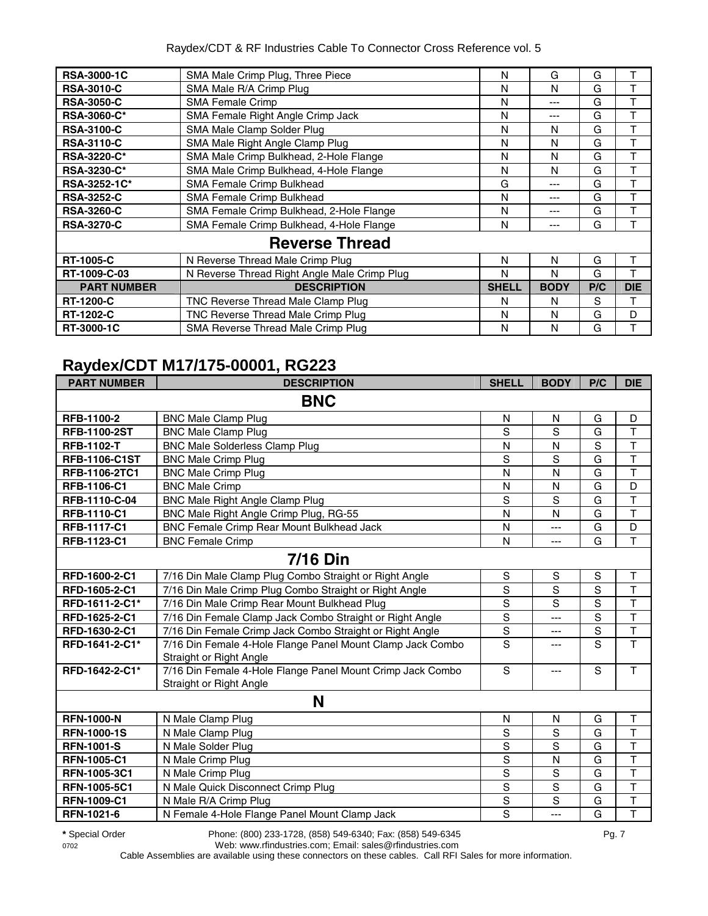| | | | | | |
|---|---|---|---|---|---|
| **RSA-3000-1C** | SMA Male Crimp Plug, Three Piece | N | G | G | T |
| **RSA-3010-C** | SMA Male R/A Crimp Plug | N | N | G | T |
| **RSA-3050-C** | SMA Female Crimp | N | --- | G | T |
| **RSA-3060-C*** | SMA Female Right Angle Crimp Jack | N | --- | G | T |
| **RSA-3100-C** | SMA Male Clamp Solder Plug | N | N | G | T |
| **RSA-3110-C** | SMA Male Right Angle Clamp Plug | N | N | G | T |
| **RSA-3220-C*** | SMA Male Crimp Bulkhead, 2-Hole Flange | N | N | G | T |
| **RSA-3230-C*** | SMA Male Crimp Bulkhead, 4-Hole Flange | N | N | G | T |
| **RSA-3252-1C*** | SMA Female Crimp Bulkhead | G | --- | G | T |
| **RSA-3252-C** | SMA Female Crimp Bulkhead | N | --- | G | T |
| **RSA-3260-C** | SMA Female Crimp Bulkhead, 2-Hole Flange | N | --- | G | T |
| **RSA-3270-C** | SMA Female Crimp Bulkhead, 4-Hole Flange | N | --- | G | T |
| | **Reverse Thread** | | | | |
| **RT-1005-C** | N Reverse Thread Male Crimp Plug | N | N | G | T |
| **RT-1009-C-03** | N Reverse Thread Right Angle Male Crimp Plug | N | N | G | T |
| **PART NUMBER** | **DESCRIPTION** | **SHELL** | **BODY** | **P/C** | **DIE** |
| **RT-1200-C** | TNC Reverse Thread Male Clamp Plug | N | N | S | T |
| **RT-1202-C** | TNC Reverse Thread Male Crimp Plug | N | N | G | D |
| **RT-3000-1C** | SMA Reverse Thread Male Crimp Plug | N | N | G | T |

## Raydex/CDT M17/175-00001, RG223

| PART NUMBER | DESCRIPTION | SHELL | BODY | P/C | DIE |
|---|---|---|---|---|---|
| | **BNC** | | | | |
| **RFB-1100-2** | BNC Male Clamp Plug | N | N | G | D |
| **RFB-1100-2ST** | BNC Male Clamp Plug | S | S | G | T |
| **RFB-1102-T** | BNC Male Solderless Clamp Plug | N | N | S | T |
| **RFB-1106-C1ST** | BNC Male Crimp Plug | S | S | G | T |
| **RFB-1106-2TC1** | BNC Male Crimp Plug | N | N | G | T |
| **RFB-1106-C1** | BNC Male Crimp | N | N | G | D |
| **RFB-1110-C-04** | BNC Male Right Angle Clamp Plug | S | S | G | T |
| **RFB-1110-C1** | BNC Male Right Angle Crimp Plug, RG-55 | N | N | G | T |
| **RFB-1117-C1** | BNC Female Crimp Rear Mount Bulkhead Jack | N | --- | G | D |
| **RFB-1123-C1** | BNC Female Crimp | N | --- | G | T |
| | **7/16 Din** | | | | |
| **RFD-1600-2-C1** | 7/16 Din Male Clamp Plug Combo Straight or Right Angle | S | S | S | T |
| **RFD-1605-2-C1** | 7/16 Din Male Crimp Plug Combo Straight or Right Angle | S | S | S | T |
| **RFD-1611-2-C1*** | 7/16 Din Male Crimp Rear Mount Bulkhead Plug | S | S | S | T |
| **RFD-1625-2-C1** | 7/16 Din Female Clamp Jack Combo Straight or Right Angle | S | --- | S | T |
| **RFD-1630-2-C1** | 7/16 Din Female Crimp Jack Combo Straight or Right Angle | S | --- | S | T |
| **RFD-1641-2-C1*** | 7/16 Din Female 4-Hole Flange Panel Mount Clamp Jack Combo Straight or Right Angle | S | --- | S | T |
| **RFD-1642-2-C1*** | 7/16 Din Female 4-Hole Flange Panel Mount Crimp Jack Combo Straight or Right Angle | S | --- | S | T |
| | **N** | | | | |
| **RFN-1000-N** | N Male Clamp Plug | N | N | G | T |
| **RFN-1000-1S** | N Male Clamp Plug | S | S | G | T |
| **RFN-1001-S** | N Male Solder Plug | S | S | G | T |
| **RFN-1005-C1** | N Male Crimp Plug | S | N | G | T |
| **RFN-1005-3C1** | N Male Crimp Plug | S | S | G | T |
| **RFN-1005-5C1** | N Male Quick Disconnect Crimp Plug | S | S | G | T |
| **RFN-1009-C1** | N Male R/A Crimp Plug | S | S | G | T |
| **RFN-1021-6** | N Female 4-Hole Flange Panel Mount Clamp Jack | S | --- | G | T |

**\*** Special Order    Phone: (800) 233-1728, (858) 549-6340; Fax: (858) 549-6345
Web: www.rfindustries.com; Email: sales@rfindustries.com
Cable Assemblies are available using these connectors on these cables. Call RFI Sales for more information.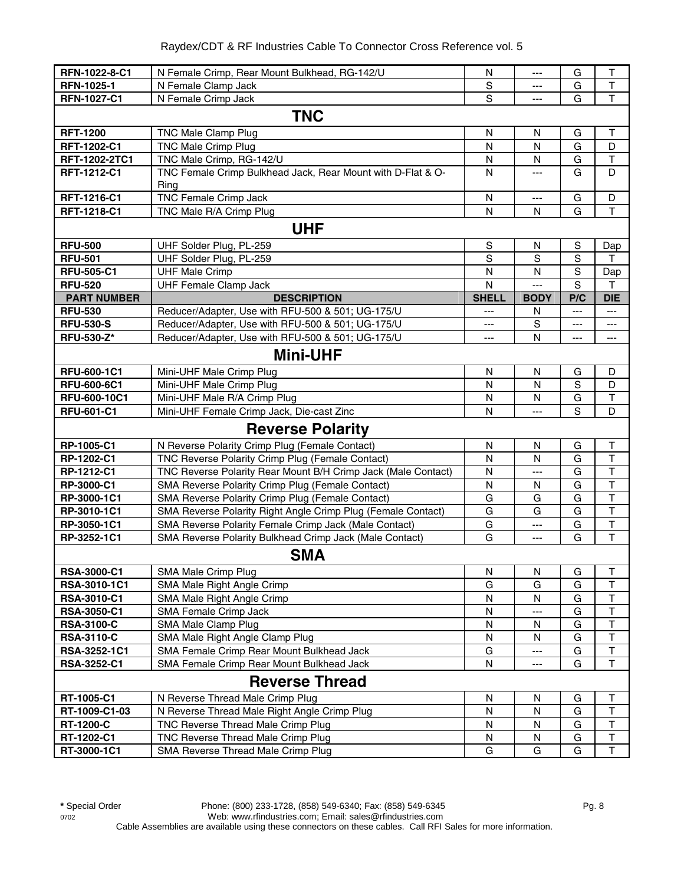| RFN-1022-8-C1 | N Female Crimp, Rear Mount Bulkhead, RG-142/U | N | --- | G | T |
|---|---|---|---|---|---|
| RFN-1025-1 | N Female Clamp Jack | S | --- | G | T |
| RFN-1027-C1 | N Female Crimp Jack | S | --- | G | T |
| **TNC** | | | | | |
| RFT-1200 | TNC Male Clamp Plug | N | N | G | T |
| RFT-1202-C1 | TNC Male Crimp Plug | N | N | G | D |
| RFT-1202-2TC1 | TNC Male Crimp, RG-142/U | N | N | G | T |
| RFT-1212-C1 | TNC Female Crimp Bulkhead Jack, Rear Mount with D-Flat & O-Ring | N | --- | G | D |
| RFT-1216-C1 | TNC Female Crimp Jack | N | --- | G | D |
| RFT-1218-C1 | TNC Male R/A Crimp Plug | N | N | G | T |
| **UHF** | | | | | |
| RFU-500 | UHF Solder Plug, PL-259 | S | N | S | Dap |
| RFU-501 | UHF Solder Plug, PL-259 | S | S | S | T |
| RFU-505-C1 | UHF Male Crimp | N | N | S | Dap |
| RFU-520 | UHF Female Clamp Jack | N | --- | S | T |
| **PART NUMBER** | **DESCRIPTION** | **SHELL** | **BODY** | **P/C** | **DIE** |
| RFU-530 | Reducer/Adapter, Use with RFU-500 & 501; UG-175/U | --- | N | --- | --- |
| RFU-530-S | Reducer/Adapter, Use with RFU-500 & 501; UG-175/U | --- | S | --- | --- |
| RFU-530-Z* | Reducer/Adapter, Use with RFU-500 & 501; UG-175/U | --- | N | --- | --- |
| **Mini-UHF** | | | | | |
| RFU-600-1C1 | Mini-UHF Male Crimp Plug | N | N | G | D |
| RFU-600-6C1 | Mini-UHF Male Crimp Plug | N | N | S | D |
| RFU-600-10C1 | Mini-UHF Male R/A Crimp Plug | N | N | G | T |
| RFU-601-C1 | Mini-UHF Female Crimp Jack, Die-cast Zinc | N | --- | S | D |
| **Reverse Polarity** | | | | | |
| RP-1005-C1 | N Reverse Polarity Crimp Plug (Female Contact) | N | N | G | T |
| RP-1202-C1 | TNC Reverse Polarity Crimp Plug (Female Contact) | N | N | G | T |
| RP-1212-C1 | TNC Reverse Polarity Rear Mount B/H Crimp Jack (Male Contact) | N | --- | G | T |
| RP-3000-C1 | SMA Reverse Polarity Crimp Plug (Female Contact) | N | N | G | T |
| RP-3000-1C1 | SMA Reverse Polarity Crimp Plug (Female Contact) | G | G | G | T |
| RP-3010-1C1 | SMA Reverse Polarity Right Angle Crimp Plug (Female Contact) | G | G | G | T |
| RP-3050-1C1 | SMA Reverse Polarity Female Crimp Jack (Male Contact) | G | --- | G | T |
| RP-3252-1C1 | SMA Reverse Polarity Bulkhead Crimp Jack (Male Contact) | G | --- | G | T |
| **SMA** | | | | | |
| RSA-3000-C1 | SMA Male Crimp Plug | N | N | G | T |
| RSA-3010-1C1 | SMA Male Right Angle Crimp | G | G | G | T |
| RSA-3010-C1 | SMA Male Right Angle Crimp | N | N | G | T |
| RSA-3050-C1 | SMA Female Crimp Jack | N | --- | G | T |
| RSA-3100-C | SMA Male Clamp Plug | N | N | G | T |
| RSA-3110-C | SMA Male Right Angle Clamp Plug | N | N | G | T |
| RSA-3252-1C1 | SMA Female Crimp Rear Mount Bulkhead Jack | G | --- | G | T |
| RSA-3252-C1 | SMA Female Crimp Rear Mount Bulkhead Jack | N | --- | G | T |
| **Reverse Thread** | | | | | |
| RT-1005-C1 | N Reverse Thread Male Crimp Plug | N | N | G | T |
| RT-1009-C1-03 | N Reverse Thread Male Right Angle Crimp Plug | N | N | G | T |
| RT-1200-C | TNC Reverse Thread Male Crimp Plug | N | N | G | T |
| RT-1202-C1 | TNC Reverse Thread Male Crimp Plug | N | N | G | T |
| RT-3000-1C1 | SMA Reverse Thread Male Crimp Plug | G | G | G | T |

**\*** Special Order

Phone: (800) 233-1728, (858) 549-6340; Fax: (858) 549-6345
Web: www.rfindustries.com; Email: sales@rfindustries.com
Cable Assemblies are available using these connectors on these cables. Call RFI Sales for more information.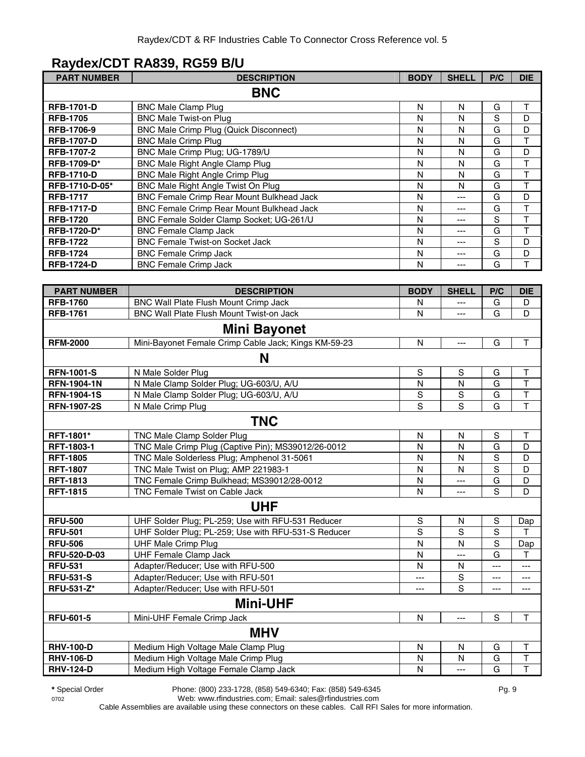## Raydex/CDT RA839, RG59 B/U

| PART NUMBER | DESCRIPTION | BODY | SHELL | P/C | DIE |
|---|---|---|---|---|---|
| **BNC** | | | | | |
| **RFB-1701-D** | BNC Male Clamp Plug | N | N | G | T |
| **RFB-1705** | BNC Male Twist-on Plug | N | N | S | D |
| **RFB-1706-9** | BNC Male Crimp Plug (Quick Disconnect) | N | N | G | D |
| **RFB-1707-D** | BNC Male Crimp Plug | N | N | G | T |
| **RFB-1707-2** | BNC Male Crimp Plug; UG-1789/U | N | N | G | D |
| **RFB-1709-D*** | BNC Male Right Angle Clamp Plug | N | N | G | T |
| **RFB-1710-D** | BNC Male Right Angle Crimp Plug | N | N | G | T |
| **RFB-1710-D-05*** | BNC Male Right Angle Twist On Plug | N | N | G | T |
| **RFB-1717** | BNC Female Crimp Rear Mount Bulkhead Jack | N | --- | G | D |
| **RFB-1717-D** | BNC Female Crimp Rear Mount Bulkhead Jack | N | --- | G | T |
| **RFB-1720** | BNC Female Solder Clamp Socket; UG-261/U | N | --- | S | T |
| **RFB-1720-D*** | BNC Female Clamp Jack | N | --- | G | T |
| **RFB-1722** | BNC Female Twist-on Socket Jack | N | --- | S | D |
| **RFB-1724** | BNC Female Crimp Jack | N | --- | G | D |
| **RFB-1724-D** | BNC Female Crimp Jack | N | --- | G | T |

| PART NUMBER | DESCRIPTION | BODY | SHELL | P/C | DIE |
|---|---|---|---|---|---|
| **RFB-1760** | BNC Wall Plate Flush Mount Crimp Jack | N | --- | G | D |
| **RFB-1761** | BNC Wall Plate Flush Mount Twist-on Jack | N | --- | G | D |
| **Mini Bayonet** | | | | | |
| **RFM-2000** | Mini-Bayonet Female Crimp Cable Jack; Kings KM-59-23 | N | --- | G | T |
| **N** | | | | | |
| **RFN-1001-S** | N Male Solder Plug | S | S | G | T |
| **RFN-1904-1N** | N Male Clamp Solder Plug; UG-603/U, A/U | N | N | G | T |
| **RFN-1904-1S** | N Male Clamp Solder Plug; UG-603/U, A/U | S | S | G | T |
| **RFN-1907-2S** | N Male Crimp Plug | S | S | G | T |
| **TNC** | | | | | |
| **RFT-1801*** | TNC Male Clamp Solder Plug | N | N | S | T |
| **RFT-1803-1** | TNC Male Crimp Plug (Captive Pin); MS39012/26-0012 | N | N | G | D |
| **RFT-1805** | TNC Male Solderless Plug; Amphenol 31-5061 | N | N | S | D |
| **RFT-1807** | TNC Male Twist on Plug; AMP 221983-1 | N | N | S | D |
| **RFT-1813** | TNC Female Crimp Bulkhead; MS39012/28-0012 | N | --- | G | D |
| **RFT-1815** | TNC Female Twist on Cable Jack | N | --- | S | D |
| **UHF** | | | | | |
| **RFU-500** | UHF Solder Plug; PL-259; Use with RFU-531 Reducer | S | N | S | Dap |
| **RFU-501** | UHF Solder Plug; PL-259; Use with RFU-531-S Reducer | S | S | S | T |
| **RFU-506** | UHF Male Crimp Plug | N | N | S | Dap |
| **RFU-520-D-03** | UHF Female Clamp Jack | N | --- | G | T |
| **RFU-531** | Adapter/Reducer; Use with RFU-500 | N | N | --- | --- |
| **RFU-531-S** | Adapter/Reducer; Use with RFU-501 | --- | S | --- | --- |
| **RFU-531-Z*** | Adapter/Reducer; Use with RFU-501 | --- | S | --- | --- |
| **Mini-UHF** | | | | | |
| **RFU-601-5** | Mini-UHF Female Crimp Jack | N | --- | S | T |
| **MHV** | | | | | |
| **RHV-100-D** | Medium High Voltage Male Clamp Plug | N | N | G | T |
| **RHV-106-D** | Medium High Voltage Male Crimp Plug | N | N | G | T |
| **RHV-124-D** | Medium High Voltage Female Clamp Jack | N | --- | G | T |

**\*** Special Order

Phone: (800) 233-1728, (858) 549-6340; Fax: (858) 549-6345
Web: www.rfindustries.com; Email: sales@rfindustries.com

Cable Assemblies are available using these connectors on these cables. Call RFI Sales for more information.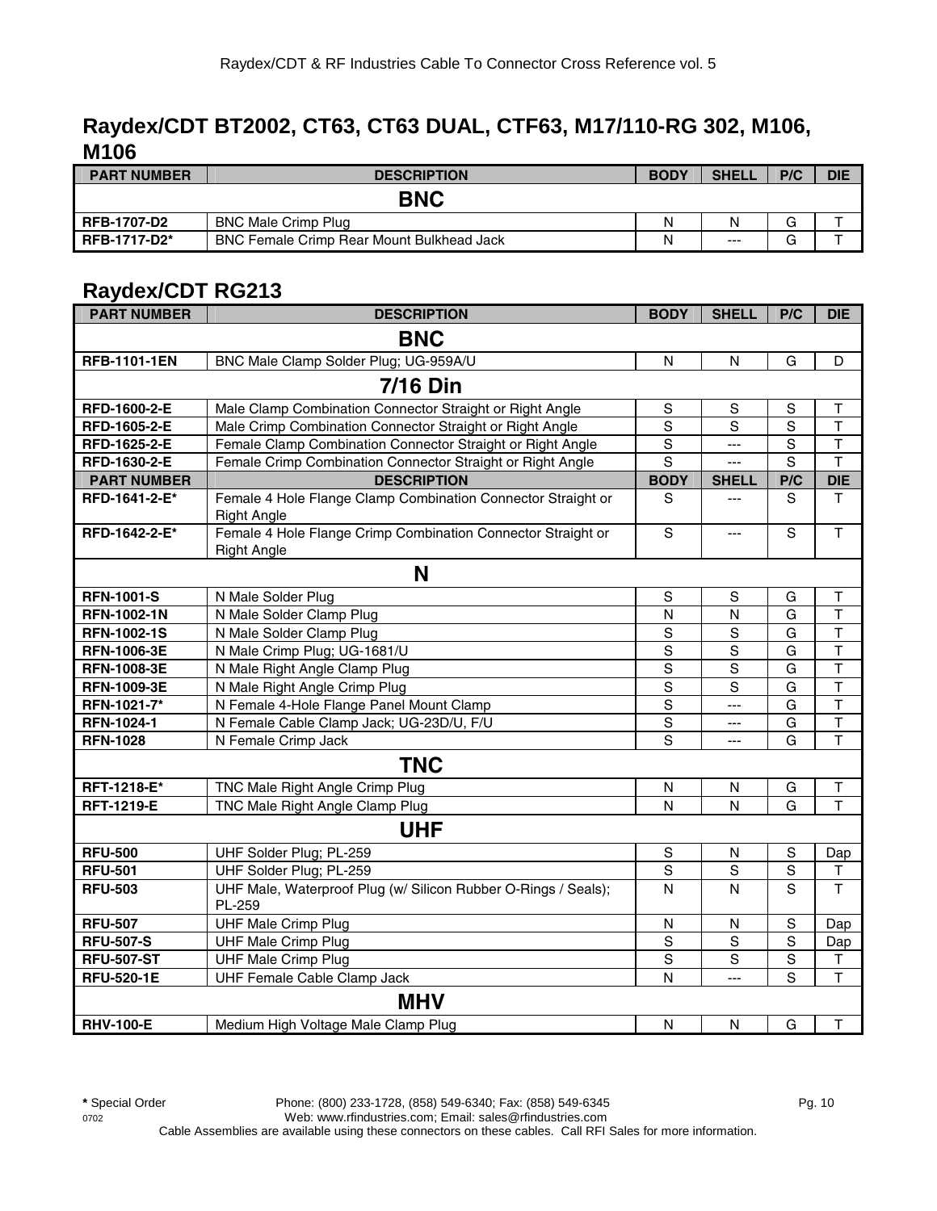## Raydex/CDT BT2002, CT63, CT63 DUAL, CTF63, M17/110-RG 302, M106, M106

| PART NUMBER | DESCRIPTION | BODY | SHELL | P/C | DIE |
|---|---|---|---|---|---|
| | **BNC** | | | | |
| **RFB-1707-D2** | BNC Male Crimp Plug | N | N | G | T |
| **RFB-1717-D2*** | BNC Female Crimp Rear Mount Bulkhead Jack | N | --- | G | T |

## Raydex/CDT RG213

| PART NUMBER | DESCRIPTION | BODY | SHELL | P/C | DIE |
|---|---|---|---|---|---|
| | **BNC** | | | | |
| **RFB-1101-1EN** | BNC Male Clamp Solder Plug; UG-959A/U | N | N | G | D |
| | **7/16 Din** | | | | |
| **RFD-1600-2-E** | Male Clamp Combination Connector Straight or Right Angle | S | S | S | T |
| **RFD-1605-2-E** | Male Crimp Combination Connector Straight or Right Angle | S | S | S | T |
| **RFD-1625-2-E** | Female Clamp Combination Connector Straight or Right Angle | S | --- | S | T |
| **RFD-1630-2-E** | Female Crimp Combination Connector Straight or Right Angle | S | --- | S | T |
| **RFD-1641-2-E*** | Female 4 Hole Flange Clamp Combination Connector Straight or Right Angle | S | --- | S | T |
| **RFD-1642-2-E*** | Female 4 Hole Flange Crimp Combination Connector Straight or Right Angle | S | --- | S | T |
| | **N** | | | | |
| **RFN-1001-S** | N Male Solder Plug | S | S | G | T |
| **RFN-1002-1N** | N Male Solder Clamp Plug | N | N | G | T |
| **RFN-1002-1S** | N Male Solder Clamp Plug | S | S | G | T |
| **RFN-1006-3E** | N Male Crimp Plug; UG-1681/U | S | S | G | T |
| **RFN-1008-3E** | N Male Right Angle Clamp Plug | S | S | G | T |
| **RFN-1009-3E** | N Male Right Angle Crimp Plug | S | S | G | T |
| **RFN-1021-7*** | N Female 4-Hole Flange Panel Mount Clamp | S | --- | G | T |
| **RFN-1024-1** | N Female Cable Clamp Jack; UG-23D/U, F/U | S | --- | G | T |
| **RFN-1028** | N Female Crimp Jack | S | --- | G | T |
| | **TNC** | | | | |
| **RFT-1218-E*** | TNC Male Right Angle Crimp Plug | N | N | G | T |
| **RFT-1219-E** | TNC Male Right Angle Clamp Plug | N | N | G | T |
| | **UHF** | | | | |
| **RFU-500** | UHF Solder Plug; PL-259 | S | N | S | Dap |
| **RFU-501** | UHF Solder Plug; PL-259 | S | S | S | T |
| **RFU-503** | UHF Male, Waterproof Plug (w/ Silicon Rubber O-Rings / Seals); PL-259 | N | N | S | T |
| **RFU-507** | UHF Male Crimp Plug | N | N | S | Dap |
| **RFU-507-S** | UHF Male Crimp Plug | S | S | S | Dap |
| **RFU-507-ST** | UHF Male Crimp Plug | S | S | S | T |
| **RFU-520-1E** | UHF Female Cable Clamp Jack | N | --- | S | T |
| | **MHV** | | | | |
| **RHV-100-E** | Medium High Voltage Male Clamp Plug | N | N | G | T |

**\*** Special Order

Phone: (800) 233-1728, (858) 549-6340; Fax: (858) 549-6345
Web: www.rfindustries.com; Email: sales@rfindustries.com
Cable Assemblies are available using these connectors on these cables. Call RFI Sales for more information.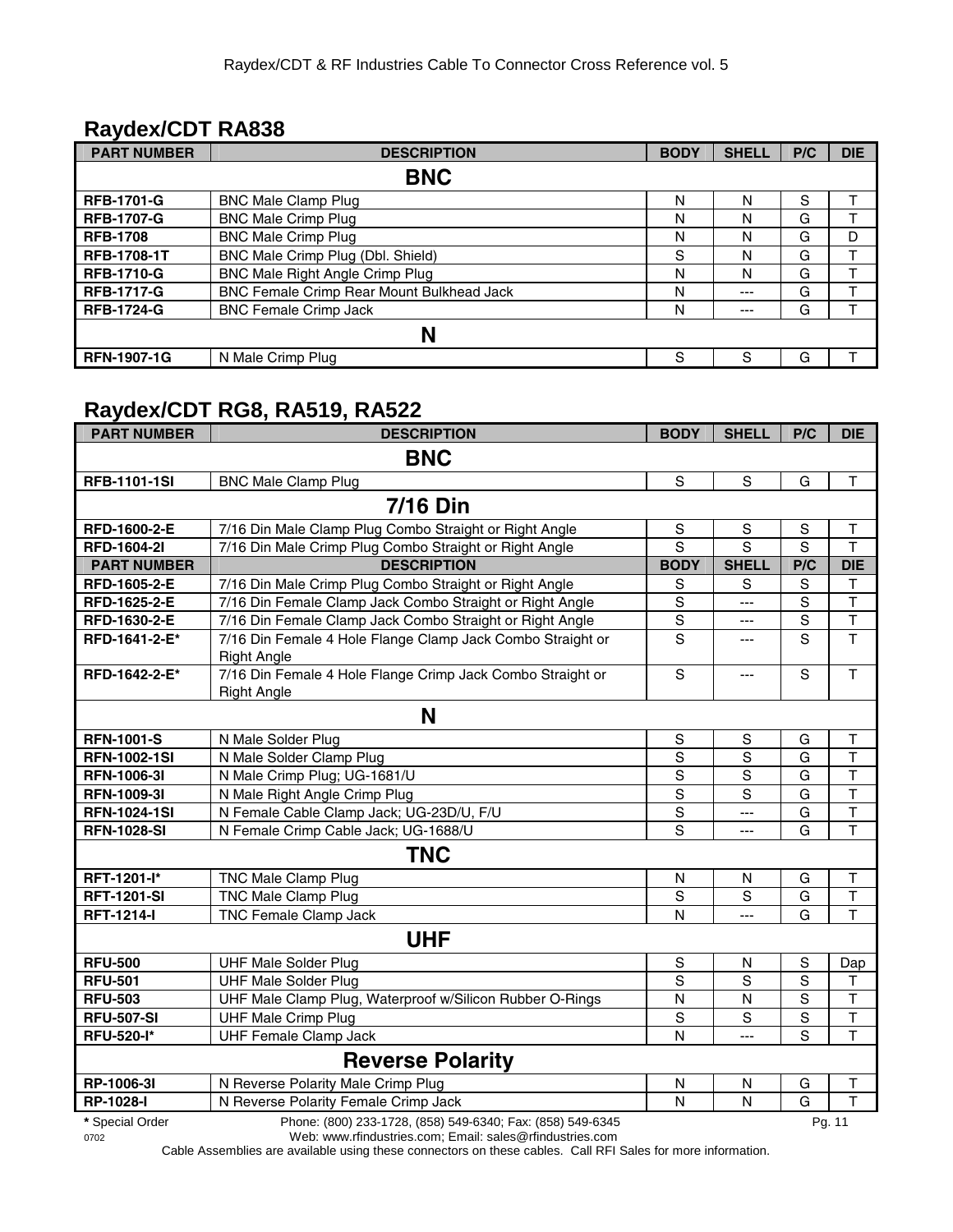## Raydex/CDT RA838

| PART NUMBER | DESCRIPTION | BODY | SHELL | P/C | DIE |
|---|---|---|---|---|---|
| | **BNC** | | | | |
| **RFB-1701-G** | BNC Male Clamp Plug | N | N | S | T |
| **RFB-1707-G** | BNC Male Crimp Plug | N | N | G | T |
| **RFB-1708** | BNC Male Crimp Plug | N | N | G | D |
| **RFB-1708-1T** | BNC Male Crimp Plug (Dbl. Shield) | S | N | G | T |
| **RFB-1710-G** | BNC Male Right Angle Crimp Plug | N | N | G | T |
| **RFB-1717-G** | BNC Female Crimp Rear Mount Bulkhead Jack | N | --- | G | T |
| **RFB-1724-G** | BNC Female Crimp Jack | N | --- | G | T |
| | **N** | | | | |
| **RFN-1907-1G** | N Male Crimp Plug | S | S | G | T |

## Raydex/CDT RG8, RA519, RA522

| PART NUMBER | DESCRIPTION | BODY | SHELL | P/C | DIE |
|---|---|---|---|---|---|
| | **BNC** | | | | |
| **RFB-1101-1SI** | BNC Male Clamp Plug | S | S | G | T |
| | **7/16 Din** | | | | |
| **RFD-1600-2-E** | 7/16 Din Male Clamp Plug Combo Straight or Right Angle | S | S | S | T |
| **RFD-1604-2I** | 7/16 Din Male Crimp Plug Combo Straight or Right Angle | S | S | S | T |
| **RFD-1605-2-E** | 7/16 Din Male Crimp Plug Combo Straight or Right Angle | S | S | S | T |
| **RFD-1625-2-E** | 7/16 Din Female Clamp Jack Combo Straight or Right Angle | S | --- | S | T |
| **RFD-1630-2-E** | 7/16 Din Female Clamp Jack Combo Straight or Right Angle | S | --- | S | T |
| **RFD-1641-2-E*** | 7/16 Din Female 4 Hole Flange Clamp Jack Combo Straight or Right Angle | S | --- | S | T |
| **RFD-1642-2-E*** | 7/16 Din Female 4 Hole Flange Crimp Jack Combo Straight or Right Angle | S | --- | S | T |
| | **N** | | | | |
| **RFN-1001-S** | N Male Solder Plug | S | S | G | T |
| **RFN-1002-1SI** | N Male Solder Clamp Plug | S | S | G | T |
| **RFN-1006-3I** | N Male Crimp Plug; UG-1681/U | S | S | G | T |
| **RFN-1009-3I** | N Male Right Angle Crimp Plug | S | S | G | T |
| **RFN-1024-1SI** | N Female Cable Clamp Jack; UG-23D/U, F/U | S | --- | G | T |
| **RFN-1028-SI** | N Female Crimp Cable Jack; UG-1688/U | S | --- | G | T |
| | **TNC** | | | | |
| **RFT-1201-I*** | TNC Male Clamp Plug | N | N | G | T |
| **RFT-1201-SI** | TNC Male Clamp Plug | S | S | G | T |
| **RFT-1214-I** | TNC Female Clamp Jack | N | --- | G | T |
| | **UHF** | | | | |
| **RFU-500** | UHF Male Solder Plug | S | N | S | Dap |
| **RFU-501** | UHF Male Solder Plug | S | S | S | T |
| **RFU-503** | UHF Male Clamp Plug, Waterproof w/Silicon Rubber O-Rings | N | N | S | T |
| **RFU-507-SI** | UHF Male Crimp Plug | S | S | S | T |
| **RFU-520-I*** | UHF Female Clamp Jack | N | --- | S | T |
| | **Reverse Polarity** | | | | |
| **RP-1006-3I** | N Reverse Polarity Male Crimp Plug | N | N | G | T |
| **RP-1028-I** | N Reverse Polarity Female Crimp Jack | N | N | G | T |

**\*** Special Order

Phone: (800) 233-1728, (858) 549-6340; Fax: (858) 549-6345
Web: www.rfindustries.com; Email: sales@rfindustries.com

Cable Assemblies are available using these connectors on these cables. Call RFI Sales for more information.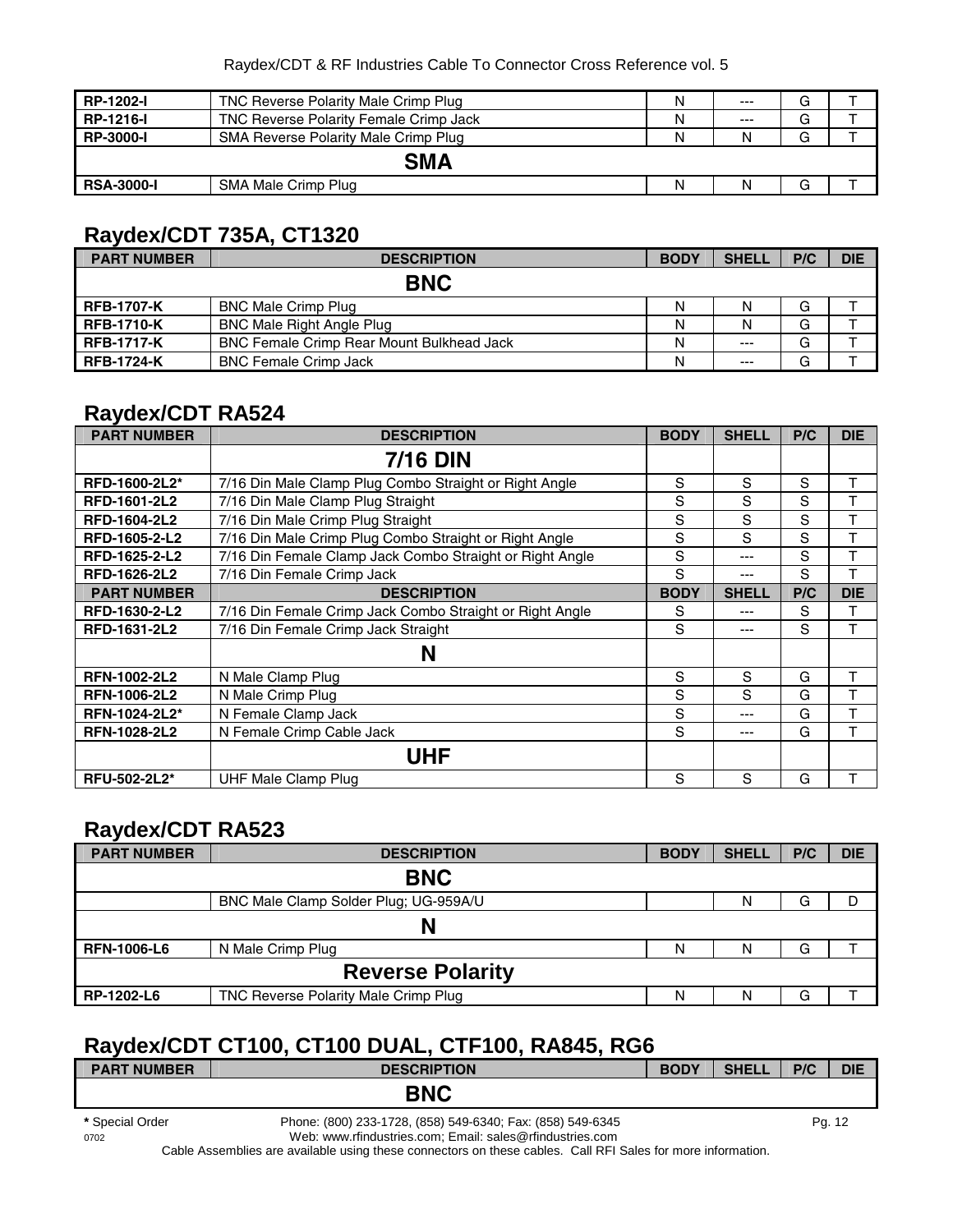| | | | | | |
|---|---|---|---|---|---|
| **RP-1202-I** | TNC Reverse Polarity Male Crimp Plug | N | --- | G | T |
| **RP-1216-I** | TNC Reverse Polarity Female Crimp Jack | N | --- | G | T |
| **RP-3000-I** | SMA Reverse Polarity Male Crimp Plug | N | N | G | T |
| | **SMA** | | | | |
| **RSA-3000-I** | SMA Male Crimp Plug | N | N | G | T |

## Raydex/CDT 735A, CT1320

| PART NUMBER | DESCRIPTION | BODY | SHELL | P/C | DIE |
|---|---|---|---|---|---|
| | **BNC** | | | | |
| **RFB-1707-K** | BNC Male Crimp Plug | N | N | G | T |
| **RFB-1710-K** | BNC Male Right Angle Plug | N | N | G | T |
| **RFB-1717-K** | BNC Female Crimp Rear Mount Bulkhead Jack | N | --- | G | T |
| **RFB-1724-K** | BNC Female Crimp Jack | N | --- | G | T |

## Raydex/CDT RA524

| PART NUMBER | DESCRIPTION | BODY | SHELL | P/C | DIE |
|---|---|---|---|---|---|
| | **7/16 DIN** | | | | |
| **RFD-1600-2L2*** | 7/16 Din Male Clamp Plug Combo Straight or Right Angle | S | S | S | T |
| **RFD-1601-2L2** | 7/16 Din Male Clamp Plug Straight | S | S | S | T |
| **RFD-1604-2L2** | 7/16 Din Male Crimp Plug Straight | S | S | S | T |
| **RFD-1605-2-L2** | 7/16 Din Male Crimp Plug Combo Straight or Right Angle | S | S | S | T |
| **RFD-1625-2-L2** | 7/16 Din Female Clamp Jack Combo Straight or Right Angle | S | --- | S | T |
| **RFD-1626-2L2** | 7/16 Din Female Crimp Jack | S | --- | S | T |
| **PART NUMBER** | **DESCRIPTION** | **BODY** | **SHELL** | **P/C** | **DIE** |
| **RFD-1630-2-L2** | 7/16 Din Female Crimp Jack Combo Straight or Right Angle | S | --- | S | T |
| **RFD-1631-2L2** | 7/16 Din Female Crimp Jack Straight | S | --- | S | T |
| | **N** | | | | |
| **RFN-1002-2L2** | N Male Clamp Plug | S | S | G | T |
| **RFN-1006-2L2** | N Male Crimp Plug | S | S | G | T |
| **RFN-1024-2L2*** | N Female Clamp Jack | S | --- | G | T |
| **RFN-1028-2L2** | N Female Crimp Cable Jack | S | --- | G | T |
| | **UHF** | | | | |
| **RFU-502-2L2*** | UHF Male Clamp Plug | S | S | G | T |

## Raydex/CDT RA523

| PART NUMBER | DESCRIPTION | BODY | SHELL | P/C | DIE |
|---|---|---|---|---|---|
| | **BNC** | | | | |
| | BNC Male Clamp Solder Plug; UG-959A/U | | N | G | D |
| | **N** | | | | |
| **RFN-1006-L6** | N Male Crimp Plug | N | N | G | T |
| | **Reverse Polarity** | | | | |
| **RP-1202-L6** | TNC Reverse Polarity Male Crimp Plug | N | N | G | T |

## Raydex/CDT CT100, CT100 DUAL, CTF100, RA845, RG6

| PART NUMBER | DESCRIPTION | BODY | SHELL | P/C | DIE |
|---|---|---|---|---|---|
| | **BNC** | | | | |

**\*** Special Order

Phone: (800) 233-1728, (858) 549-6340; Fax: (858) 549-6345
Web: www.rfindustries.com; Email: sales@rfindustries.com
Cable Assemblies are available using these connectors on these cables. Call RFI Sales for more information.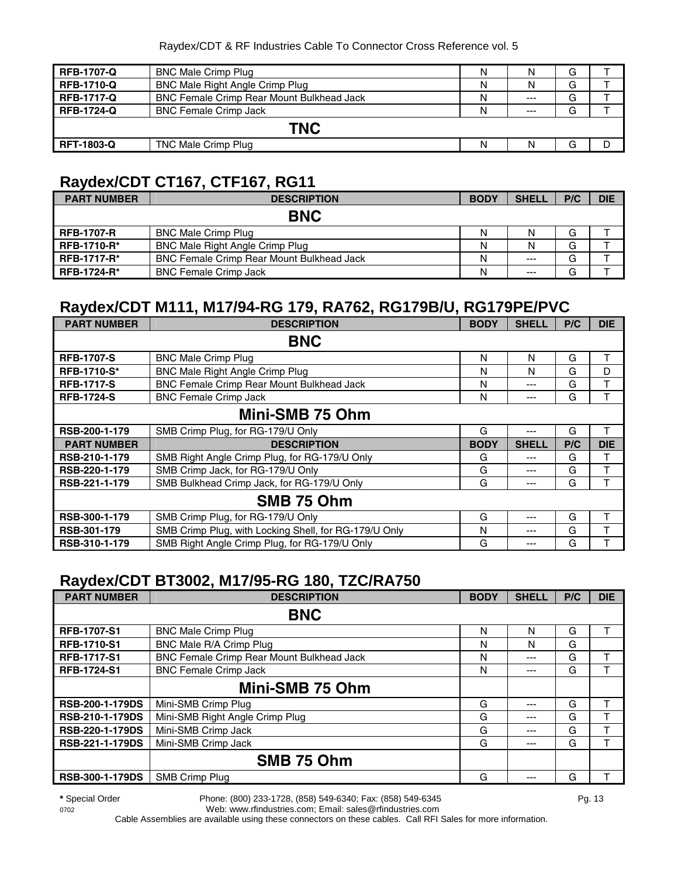| RFB-1707-Q | BNC Male Crimp Plug | N | N | G | T |
|---|---|---|---|---|---|
| **RFB-1710-Q** | BNC Male Right Angle Crimp Plug | N | N | G | T |
| **RFB-1717-Q** | BNC Female Crimp Rear Mount Bulkhead Jack | N | --- | G | T |
| **RFB-1724-Q** | BNC Female Crimp Jack | N | --- | G | T |
| | **TNC** | | | | |
| **RFT-1803-Q** | TNC Male Crimp Plug | N | N | G | D |

## Raydex/CDT CT167, CTF167, RG11

| PART NUMBER | DESCRIPTION | BODY | SHELL | P/C | DIE |
|---|---|---|---|---|---|
| | **BNC** | | | | |
| **RFB-1707-R** | BNC Male Crimp Plug | N | N | G | T |
| **RFB-1710-R*** | BNC Male Right Angle Crimp Plug | N | N | G | T |
| **RFB-1717-R*** | BNC Female Crimp Rear Mount Bulkhead Jack | N | --- | G | T |
| **RFB-1724-R*** | BNC Female Crimp Jack | N | --- | G | T |

## Raydex/CDT M111, M17/94-RG 179, RA762, RG179B/U, RG179PE/PVC

| PART NUMBER | DESCRIPTION | BODY | SHELL | P/C | DIE |
|---|---|---|---|---|---|
| | **BNC** | | | | |
| **RFB-1707-S** | BNC Male Crimp Plug | N | N | G | T |
| **RFB-1710-S*** | BNC Male Right Angle Crimp Plug | N | N | G | D |
| **RFB-1717-S** | BNC Female Crimp Rear Mount Bulkhead Jack | N | --- | G | T |
| **RFB-1724-S** | BNC Female Crimp Jack | N | --- | G | T |
| | **Mini-SMB 75 Ohm** | | | | |
| **RSB-200-1-179** | SMB Crimp Plug, for RG-179/U Only | G | --- | G | T |
| **PART NUMBER** | **DESCRIPTION** | **BODY** | **SHELL** | **P/C** | **DIE** |
| **RSB-210-1-179** | SMB Right Angle Crimp Plug, for RG-179/U Only | G | --- | G | T |
| **RSB-220-1-179** | SMB Crimp Jack, for RG-179/U Only | G | --- | G | T |
| **RSB-221-1-179** | SMB Bulkhead Crimp Jack, for RG-179/U Only | G | --- | G | T |
| | **SMB 75 Ohm** | | | | |
| **RSB-300-1-179** | SMB Crimp Plug, for RG-179/U Only | G | --- | G | T |
| **RSB-301-179** | SMB Crimp Plug, with Locking Shell, for RG-179/U Only | N | --- | G | T |
| **RSB-310-1-179** | SMB Right Angle Crimp Plug, for RG-179/U Only | G | --- | G | T |

## Raydex/CDT BT3002, M17/95-RG 180, TZC/RA750

| PART NUMBER | DESCRIPTION | BODY | SHELL | P/C | DIE |
|---|---|---|---|---|---|
| | **BNC** | | | | |
| **RFB-1707-S1** | BNC Male Crimp Plug | N | N | G | T |
| **RFB-1710-S1** | BNC Male R/A Crimp Plug | N | N | G | |
| **RFB-1717-S1** | BNC Female Crimp Rear Mount Bulkhead Jack | N | --- | G | T |
| **RFB-1724-S1** | BNC Female Crimp Jack | N | --- | G | T |
| | **Mini-SMB 75 Ohm** | | | | |
| **RSB-200-1-179DS** | Mini-SMB Crimp Plug | G | --- | G | T |
| **RSB-210-1-179DS** | Mini-SMB Right Angle Crimp Plug | G | --- | G | T |
| **RSB-220-1-179DS** | Mini-SMB Crimp Jack | G | --- | G | T |
| **RSB-221-1-179DS** | Mini-SMB Crimp Jack | G | --- | G | T |
| | **SMB 75 Ohm** | | | | |
| **RSB-300-1-179DS** | SMB Crimp Plug | G | --- | G | T |

**\*** Special Order Phone: (800) 233-1728, (858) 549-6340; Fax: (858) 549-6345
0702 Web: www.rfindustries.com; Email: sales@rfindustries.com
Cable Assemblies are available using these connectors on these cables. Call RFI Sales for more information.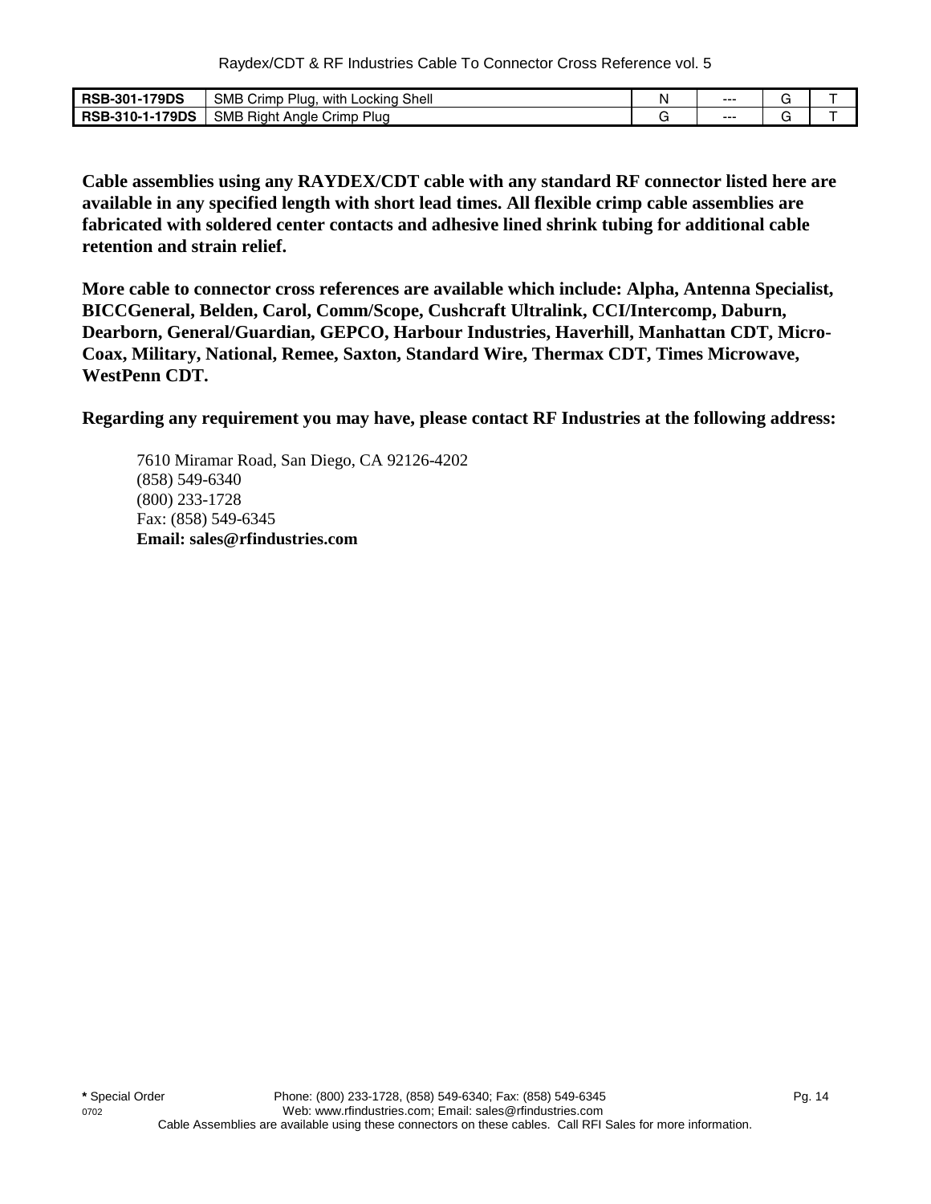| | | | | | |
|---|---|---|---|---|---|
| **RSB-301-179DS** | SMB Crimp Plug, with Locking Shell | N | --- | G | T |
| **RSB-310-1-179DS** | SMB Right Angle Crimp Plug | G | --- | G | T |

**Cable assemblies using any RAYDEX/CDT cable with any standard RF connector listed here are available in any specified length with short lead times. All flexible crimp cable assemblies are fabricated with soldered center contacts and adhesive lined shrink tubing for additional cable retention and strain relief.**

**More cable to connector cross references are available which include: Alpha, Antenna Specialist, BICCGeneral, Belden, Carol, Comm/Scope, Cushcraft Ultralink, CCI/Intercomp, Daburn, Dearborn, General/Guardian, GEPCO, Harbour Industries, Haverhill, Manhattan CDT, Micro-Coax, Military, National, Remee, Saxton, Standard Wire, Thermax CDT, Times Microwave, WestPenn CDT.**

**Regarding any requirement you may have, please contact RF Industries at the following address:**

7610 Miramar Road, San Diego, CA 92126-4202
(858) 549-6340
(800) 233-1728
Fax: (858) 549-6345
**Email: sales@rfindustries.com**

**\*** Special Order

0702

Cable Assemblies are available using these connectors on these cables. Call RFI Sales for more information.